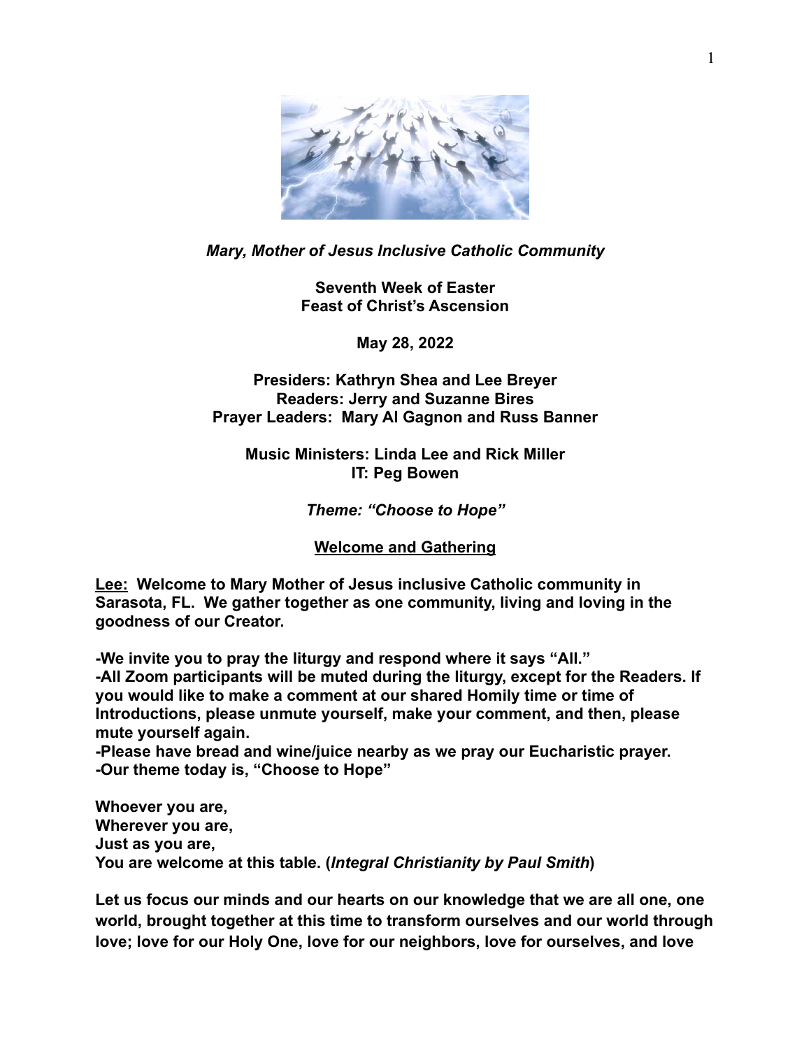*Mary, Mother of Jesus Inclusive Catholic Community*

**Seventh Week of Easter**
**Feast of Christ's Ascension**

**May 28, 2022**

**Presiders: Kathryn Shea and Lee Breyer**
**Readers: Jerry and Suzanne Bires**
**Prayer Leaders: Mary Al Gagnon and Russ Banner**

**Music Ministers: Linda Lee and Rick Miller**
**IT: Peg Bowen**

*Theme: "Choose to Hope"*

## Welcome and Gathering

**Lee: Welcome to Mary Mother of Jesus inclusive Catholic community in Sarasota, FL. We gather together as one community, living and loving in the goodness of our Creator.**

**-We invite you to pray the liturgy and respond where it says "All."**
**-All Zoom participants will be muted during the liturgy, except for the Readers. If you would like to make a comment at our shared Homily time or time of Introductions, please unmute yourself, make your comment, and then, please mute yourself again.**
**-Please have bread and wine/juice nearby as we pray our Eucharistic prayer.**
**-Our theme today is, "Choose to Hope"**

**Whoever you are,**
**Wherever you are,**
**Just as you are,**
**You are welcome at this table. (*Integral Christianity by Paul Smith*)**

**Let us focus our minds and our hearts on our knowledge that we are all one, one world, brought together at this time to transform ourselves and our world through love; love for our Holy One, love for our neighbors, love for ourselves, and love**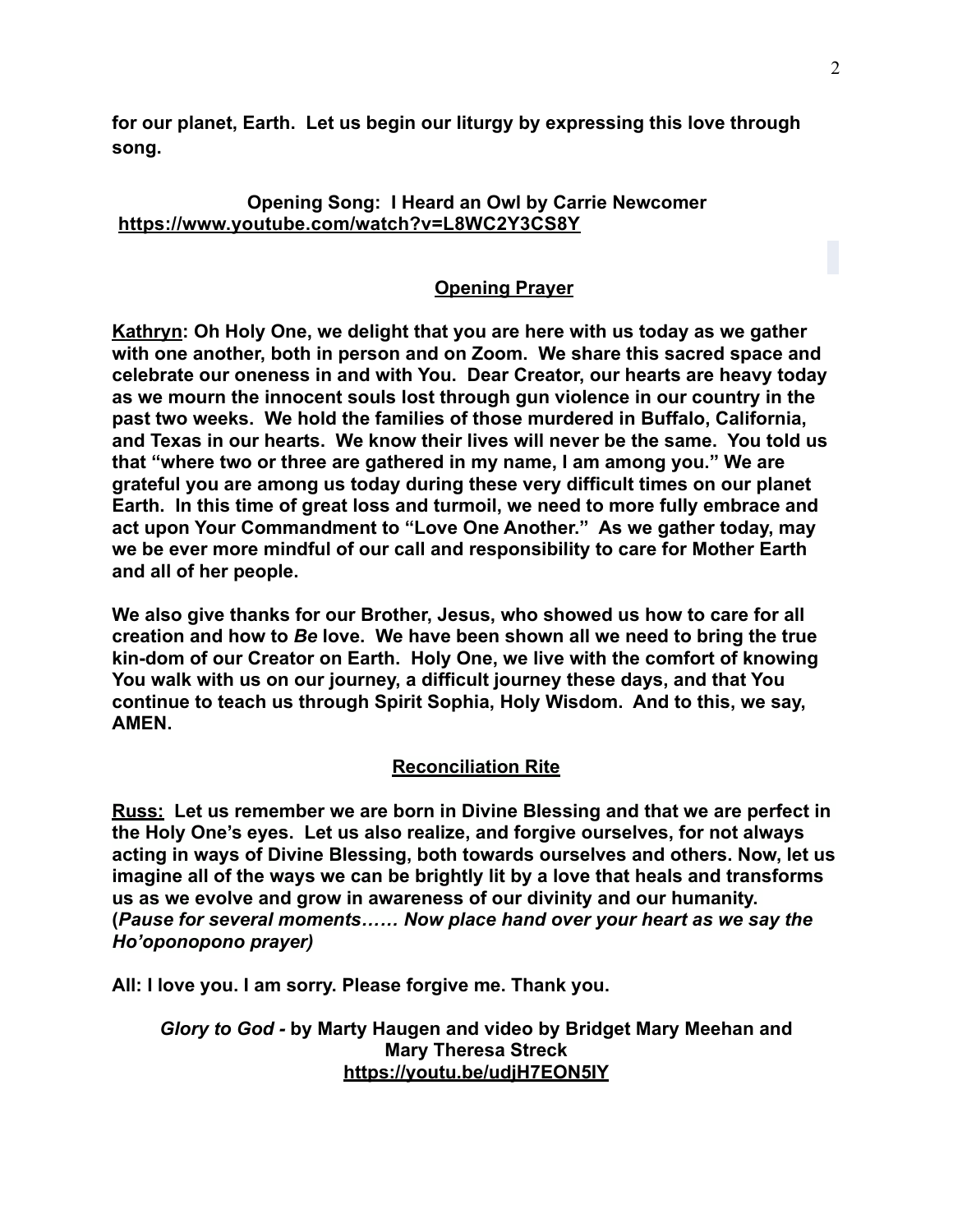**for our planet, Earth. Let us begin our liturgy by expressing this love through song.**

**Opening Song: I Heard an Owl by Carrie Newcomer**
**https://www.youtube.com/watch?v=L8WC2Y3CS8Y**

## Opening Prayer

**Kathryn: Oh Holy One, we delight that you are here with us today as we gather with one another, both in person and on Zoom. We share this sacred space and celebrate our oneness in and with You. Dear Creator, our hearts are heavy today as we mourn the innocent souls lost through gun violence in our country in the past two weeks. We hold the families of those murdered in Buffalo, California, and Texas in our hearts. We know their lives will never be the same. You told us that "where two or three are gathered in my name, I am among you." We are grateful you are among us today during these very difficult times on our planet Earth. In this time of great loss and turmoil, we need to more fully embrace and act upon Your Commandment to "Love One Another." As we gather today, may we be ever more mindful of our call and responsibility to care for Mother Earth and all of her people.**

**We also give thanks for our Brother, Jesus, who showed us how to care for all creation and how to *Be* love. We have been shown all we need to bring the true kin-dom of our Creator on Earth. Holy One, we live with the comfort of knowing You walk with us on our journey, a difficult journey these days, and that You continue to teach us through Spirit Sophia, Holy Wisdom. And to this, we say, AMEN.**

## Reconciliation Rite

**Russ: Let us remember we are born in Divine Blessing and that we are perfect in the Holy One's eyes. Let us also realize, and forgive ourselves, for not always acting in ways of Divine Blessing, both towards ourselves and others. Now, let us imagine all of the ways we can be brightly lit by a love that heals and transforms us as we evolve and grow in awareness of our divinity and our humanity. (*Pause for several moments…… Now place hand over your heart as we say the Ho'oponopono prayer)***

**All: I love you. I am sorry. Please forgive me. Thank you.**

***Glory to God* - by Marty Haugen and video by Bridget Mary Meehan and Mary Theresa Streck**
**https://youtu.be/udjH7EON5lY**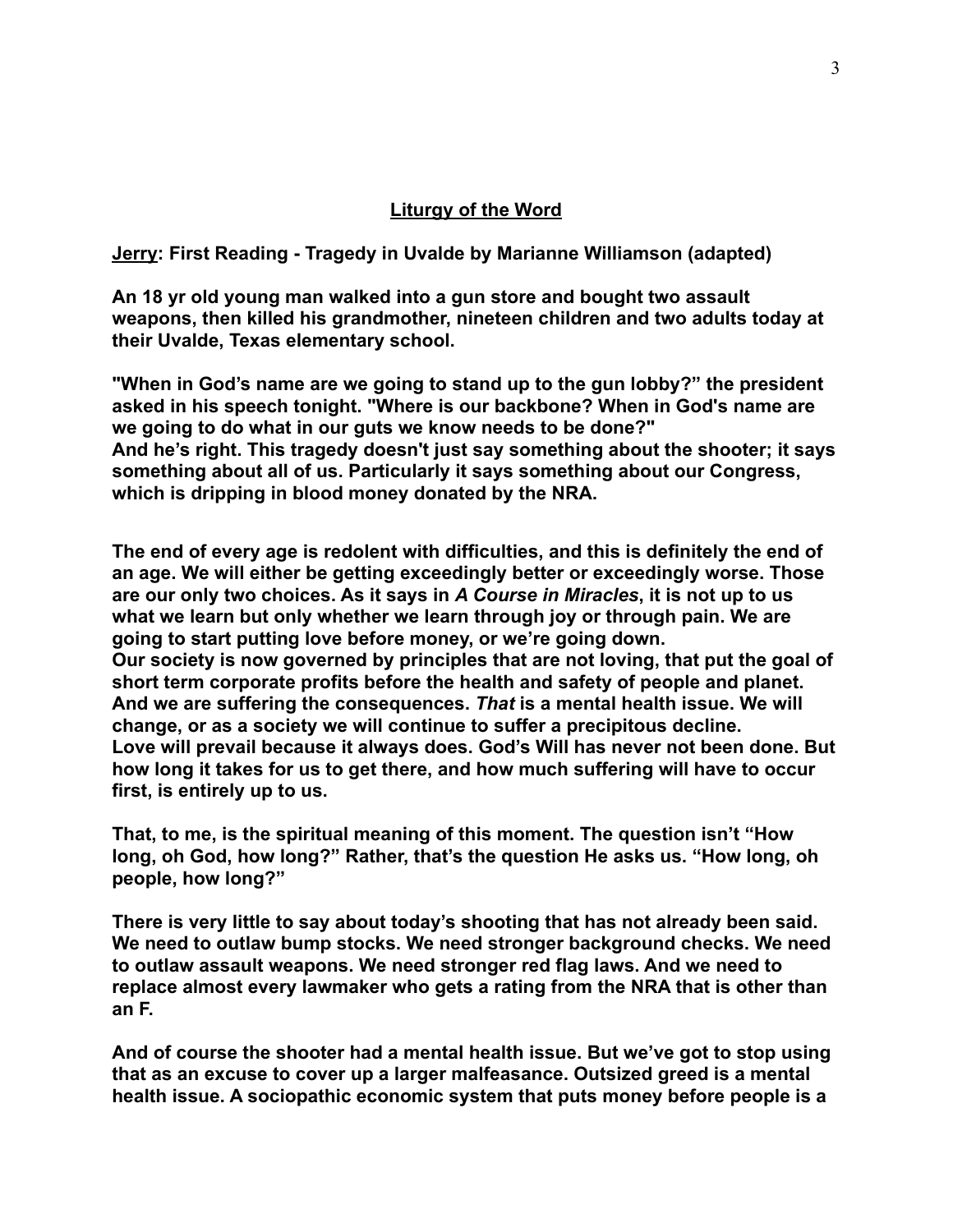## Liturgy of the Word

**Jerry: First Reading - Tragedy in Uvalde by Marianne Williamson (adapted)**

**An 18 yr old young man walked into a gun store and bought two assault weapons, then killed his grandmother, nineteen children and two adults today at their Uvalde, Texas elementary school.**

**"When in God's name are we going to stand up to the gun lobby?" the president asked in his speech tonight. "Where is our backbone? When in God's name are we going to do what in our guts we know needs to be done?"**
**And he's right. This tragedy doesn't just say something about the shooter; it says something about all of us. Particularly it says something about our Congress, which is dripping in blood money donated by the NRA.**

**The end of every age is redolent with difficulties, and this is definitely the end of an age. We will either be getting exceedingly better or exceedingly worse. Those are our only two choices. As it says in *A Course in Miracles*, it is not up to us what we learn but only whether we learn through joy or through pain. We are going to start putting love before money, or we're going down.**
**Our society is now governed by principles that are not loving, that put the goal of short term corporate profits before the health and safety of people and planet. And we are suffering the consequences. *That* is a mental health issue. We will change, or as a society we will continue to suffer a precipitous decline.**
**Love will prevail because it always does. God's Will has never not been done. But how long it takes for us to get there, and how much suffering will have to occur first, is entirely up to us.**

**That, to me, is the spiritual meaning of this moment. The question isn't "How long, oh God, how long?" Rather, that's the question He asks us. "How long, oh people, how long?"**

**There is very little to say about today's shooting that has not already been said. We need to outlaw bump stocks. We need stronger background checks. We need to outlaw assault weapons. We need stronger red flag laws. And we need to replace almost every lawmaker who gets a rating from the NRA that is other than an F.**

**And of course the shooter had a mental health issue. But we've got to stop using that as an excuse to cover up a larger malfeasance. Outsized greed is a mental health issue. A sociopathic economic system that puts money before people is a**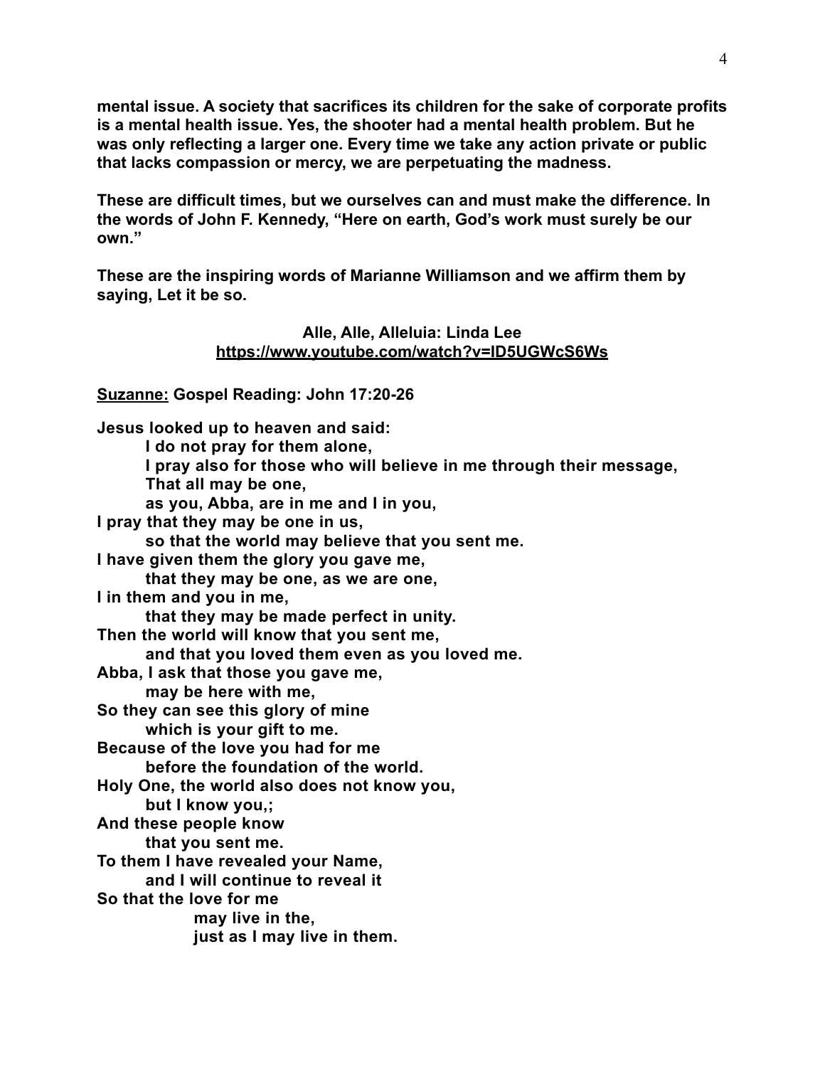**mental issue. A society that sacrifices its children for the sake of corporate profits is a mental health issue. Yes, the shooter had a mental health problem. But he was only reflecting a larger one. Every time we take any action private or public that lacks compassion or mercy, we are perpetuating the madness.**

**These are difficult times, but we ourselves can and must make the difference. In the words of John F. Kennedy, "Here on earth, God's work must surely be our own."**

**These are the inspiring words of Marianne Williamson and we affirm them by saying, Let it be so.**

**Alle, Alle, Alleluia: Linda Lee**
**https://www.youtube.com/watch?v=ID5UGWcS6Ws**

**Suzanne: Gospel Reading: John 17:20-26**

**Jesus looked up to heaven and said:**
**I do not pray for them alone,**
**I pray also for those who will believe in me through their message,**
**That all may be one,**
**as you, Abba, are in me and I in you,**
**I pray that they may be one in us,**
**so that the world may believe that you sent me.**
**I have given them the glory you gave me,**
**that they may be one, as we are one,**
**I in them and you in me,**
**that they may be made perfect in unity.**
**Then the world will know that you sent me,**
**and that you loved them even as you loved me.**
**Abba, I ask that those you gave me,**
**may be here with me,**
**So they can see this glory of mine**
**which is your gift to me.**
**Because of the love you had for me**
**before the foundation of the world.**
**Holy One, the world also does not know you,**
**but I know you,;**
**And these people know**
**that you sent me.**
**To them I have revealed your Name,**
**and I will continue to reveal it**
**So that the love for me**
**may live in the,**
**just as I may live in them.**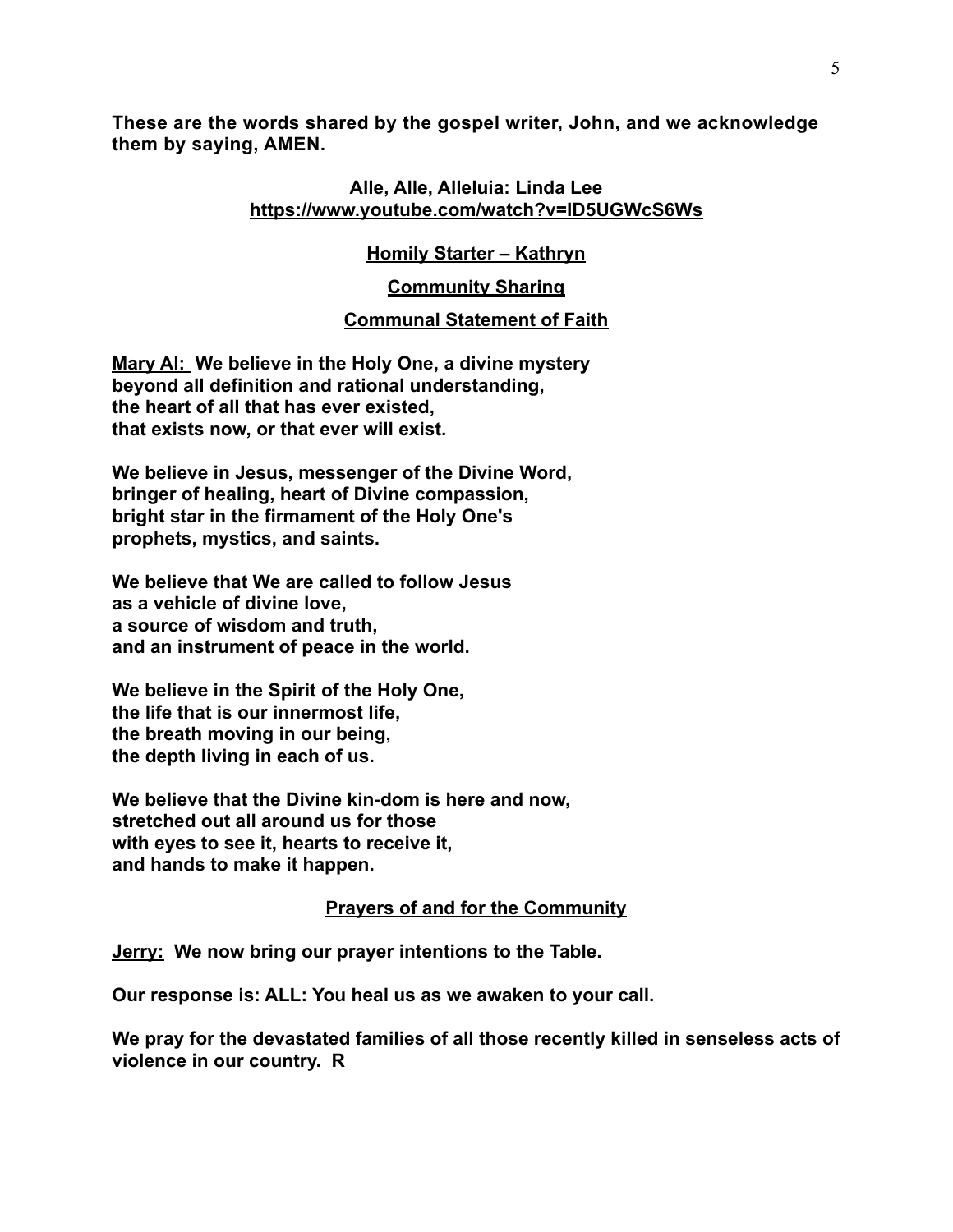**These are the words shared by the gospel writer, John, and we acknowledge them by saying, AMEN.**

**Alle, Alle, Alleluia: Linda Lee**
**https://www.youtube.com/watch?v=lD5UGWcS6Ws**

**Homily Starter – Kathryn**

**Community Sharing**

**Communal Statement of Faith**

**Mary Al: We believe in the Holy One, a divine mystery
beyond all definition and rational understanding,
the heart of all that has ever existed,
that exists now, or that ever will exist.**

**We believe in Jesus, messenger of the Divine Word,
bringer of healing, heart of Divine compassion,
bright star in the firmament of the Holy One's
prophets, mystics, and saints.**

**We believe that We are called to follow Jesus
as a vehicle of divine love,
a source of wisdom and truth,
and an instrument of peace in the world.**

**We believe in the Spirit of the Holy One,
the life that is our innermost life,
the breath moving in our being,
the depth living in each of us.**

**We believe that the Divine kin-dom is here and now,
stretched out all around us for those
with eyes to see it, hearts to receive it,
and hands to make it happen.**

**Prayers of and for the Community**

**Jerry: We now bring our prayer intentions to the Table.**

**Our response is: ALL: You heal us as we awaken to your call.**

**We pray for the devastated families of all those recently killed in senseless acts of violence in our country. R**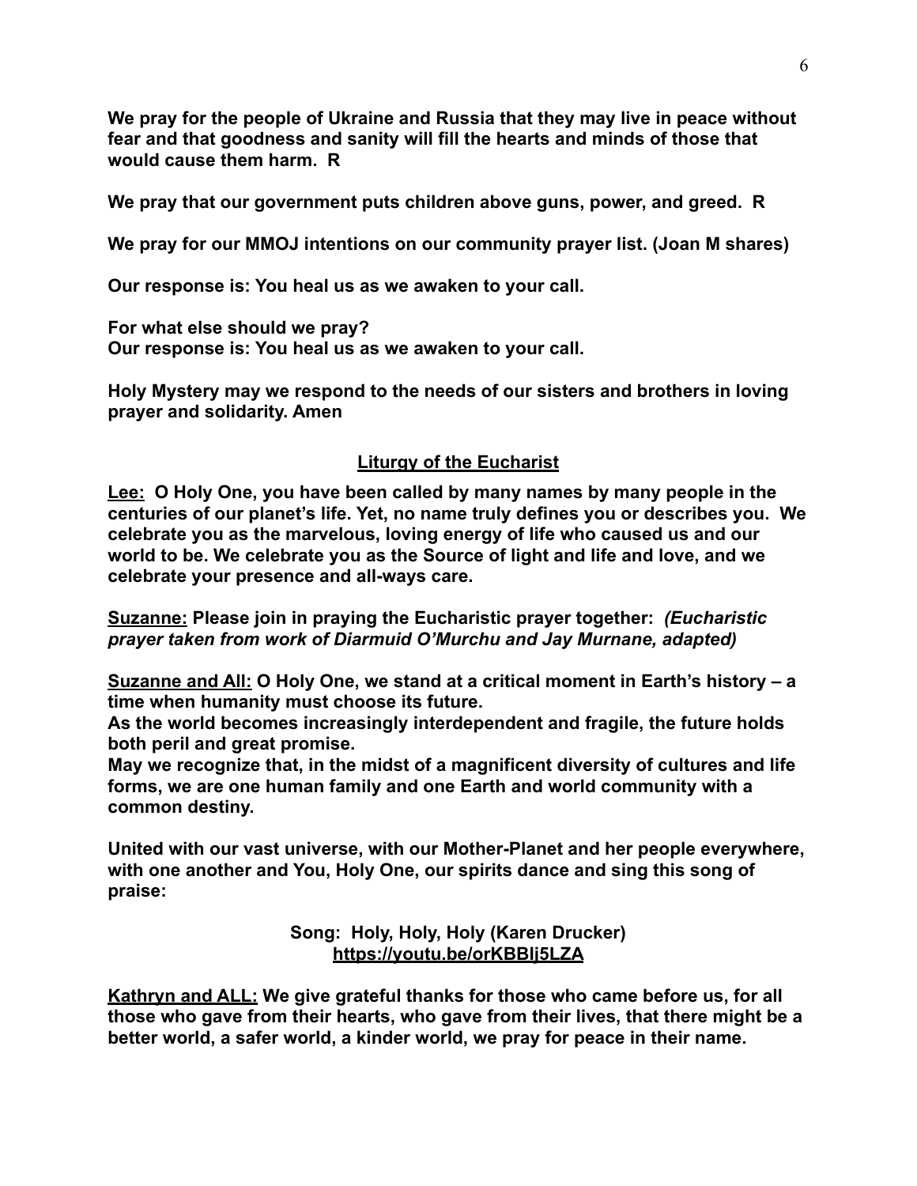**We pray for the people of Ukraine and Russia that they may live in peace without fear and that goodness and sanity will fill the hearts and minds of those that would cause them harm. R**

**We pray that our government puts children above guns, power, and greed. R**

**We pray for our MMOJ intentions on our community prayer list. (Joan M shares)**

**Our response is: You heal us as we awaken to your call.**

**For what else should we pray?**
**Our response is: You heal us as we awaken to your call.**

**Holy Mystery may we respond to the needs of our sisters and brothers in loving prayer and solidarity. Amen**

## Liturgy of the Eucharist

**Lee: O Holy One, you have been called by many names by many people in the centuries of our planet's life. Yet, no name truly defines you or describes you. We celebrate you as the marvelous, loving energy of life who caused us and our world to be. We celebrate you as the Source of light and life and love, and we celebrate your presence and all-ways care.**

**Suzanne: Please join in praying the Eucharistic prayer together:** ***(Eucharistic prayer taken from work of Diarmuid O'Murchu and Jay Murnane, adapted)***

**Suzanne and All: O Holy One, we stand at a critical moment in Earth's history – a time when humanity must choose its future.**
**As the world becomes increasingly interdependent and fragile, the future holds both peril and great promise.**
**May we recognize that, in the midst of a magnificent diversity of cultures and life forms, we are one human family and one Earth and world community with a common destiny.**

**United with our vast universe, with our Mother-Planet and her people everywhere, with one another and You, Holy One, our spirits dance and sing this song of praise:**

**Song: Holy, Holy, Holy (Karen Drucker)**
**https://youtu.be/orKBBIj5LZA**

**Kathryn and ALL: We give grateful thanks for those who came before us, for all those who gave from their hearts, who gave from their lives, that there might be a better world, a safer world, a kinder world, we pray for peace in their name.**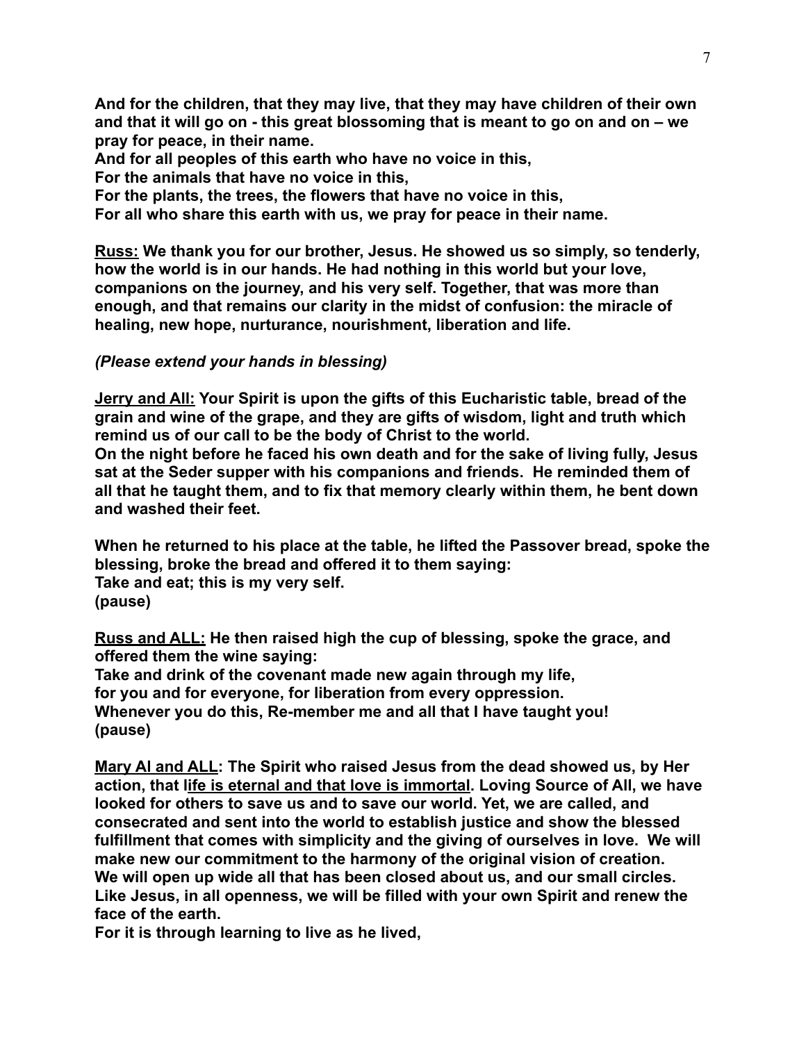**And for the children, that they may live, that they may have children of their own and that it will go on - this great blossoming that is meant to go on and on – we pray for peace, in their name.**
**And for all peoples of this earth who have no voice in this,**
**For the animals that have no voice in this,**
**For the plants, the trees, the flowers that have no voice in this,**
**For all who share this earth with us, we pray for peace in their name.**

**<u>Russ:</u> We thank you for our brother, Jesus. He showed us so simply, so tenderly, how the world is in our hands. He had nothing in this world but your love, companions on the journey, and his very self. Together, that was more than enough, and that remains our clarity in the midst of confusion: the miracle of healing, new hope, nurturance, nourishment, liberation and life.**

***(Please extend your hands in blessing)***

**<u>Jerry and All:</u> Your Spirit is upon the gifts of this Eucharistic table, bread of the grain and wine of the grape, and they are gifts of wisdom, light and truth which remind us of our call to be the body of Christ to the world.**
**On the night before he faced his own death and for the sake of living fully, Jesus sat at the Seder supper with his companions and friends. He reminded them of all that he taught them, and to fix that memory clearly within them, he bent down and washed their feet.**

**When he returned to his place at the table, he lifted the Passover bread, spoke the blessing, broke the bread and offered it to them saying:**
**Take and eat; this is my very self.**
**(pause)**

**<u>Russ and ALL:</u> He then raised high the cup of blessing, spoke the grace, and offered them the wine saying:**
**Take and drink of the covenant made new again through my life,**
**for you and for everyone, for liberation from every oppression.**
**Whenever you do this, Re-member me and all that I have taught you!**
**(pause)**

**<u>Mary Al and ALL</u>: The Spirit who raised Jesus from the dead showed us, by Her action, that <u>life is eternal and that love is immortal</u>. Loving Source of All, we have looked for others to save us and to save our world. Yet, we are called, and consecrated and sent into the world to establish justice and show the blessed fulfillment that comes with simplicity and the giving of ourselves in love. We will make new our commitment to the harmony of the original vision of creation. We will open up wide all that has been closed about us, and our small circles. Like Jesus, in all openness, we will be filled with your own Spirit and renew the face of the earth.**
**For it is through learning to live as he lived,**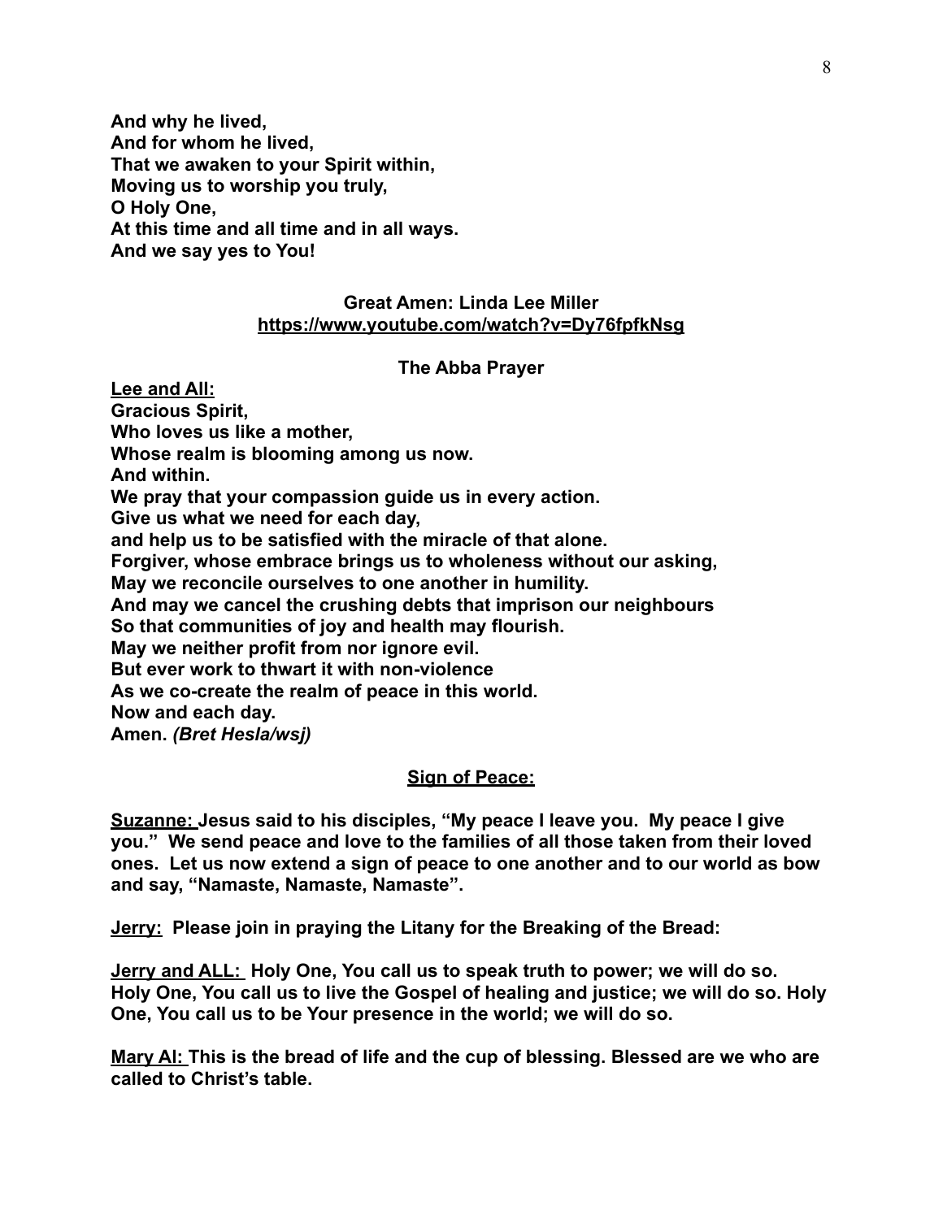**And why he lived,**
**And for whom he lived,**
**That we awaken to your Spirit within,**
**Moving us to worship you truly,**
**O Holy One,**
**At this time and all time and in all ways.**
**And we say yes to You!**

**Great Amen: Linda Lee Miller**
**https://www.youtube.com/watch?v=Dy76fpfkNsg**

**The Abba Prayer**

**Lee and All:**
**Gracious Spirit,**
**Who loves us like a mother,**
**Whose realm is blooming among us now.**
**And within.**
**We pray that your compassion guide us in every action.**
**Give us what we need for each day,**
**and help us to be satisfied with the miracle of that alone.**
**Forgiver, whose embrace brings us to wholeness without our asking,**
**May we reconcile ourselves to one another in humility.**
**And may we cancel the crushing debts that imprison our neighbours**
**So that communities of joy and health may flourish.**
**May we neither profit from nor ignore evil.**
**But ever work to thwart it with non-violence**
**As we co-create the realm of peace in this world.**
**Now and each day.**
**Amen.** ***(Bret Hesla/wsj)***

**Sign of Peace:**

**Suzanne: Jesus said to his disciples, "My peace I leave you. My peace I give you." We send peace and love to the families of all those taken from their loved ones. Let us now extend a sign of peace to one another and to our world as bow and say, "Namaste, Namaste, Namaste".**

**Jerry: Please join in praying the Litany for the Breaking of the Bread:**

**Jerry and ALL: Holy One, You call us to speak truth to power; we will do so. Holy One, You call us to live the Gospel of healing and justice; we will do so. Holy One, You call us to be Your presence in the world; we will do so.**

**Mary Al: This is the bread of life and the cup of blessing. Blessed are we who are called to Christ's table.**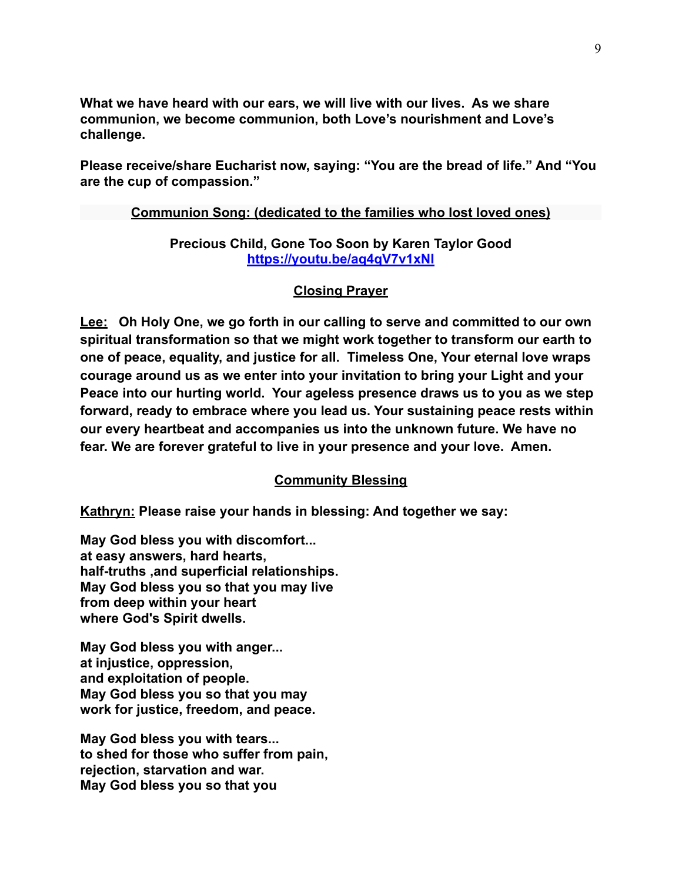**What we have heard with our ears, we will live with our lives. As we share communion, we become communion, both Love's nourishment and Love's challenge.**

**Please receive/share Eucharist now, saying: "You are the bread of life." And "You are the cup of compassion."**

**Communion Song: (dedicated to the families who lost loved ones)**

**Precious Child, Gone Too Soon by Karen Taylor Good**
**https://youtu.be/aq4qV7v1xNI**

## Closing Prayer

**Lee: Oh Holy One, we go forth in our calling to serve and committed to our own spiritual transformation so that we might work together to transform our earth to one of peace, equality, and justice for all. Timeless One, Your eternal love wraps courage around us as we enter into your invitation to bring your Light and your Peace into our hurting world. Your ageless presence draws us to you as we step forward, ready to embrace where you lead us. Your sustaining peace rests within our every heartbeat and accompanies us into the unknown future. We have no fear. We are forever grateful to live in your presence and your love. Amen.**

## Community Blessing

**Kathryn: Please raise your hands in blessing: And together we say:**

**May God bless you with discomfort...**
**at easy answers, hard hearts,**
**half-truths ,and superficial relationships.**
**May God bless you so that you may live**
**from deep within your heart**
**where God's Spirit dwells.**

**May God bless you with anger...**
**at injustice, oppression,**
**and exploitation of people.**
**May God bless you so that you may**
**work for justice, freedom, and peace.**

**May God bless you with tears...**
**to shed for those who suffer from pain,**
**rejection, starvation and war.**
**May God bless you so that you**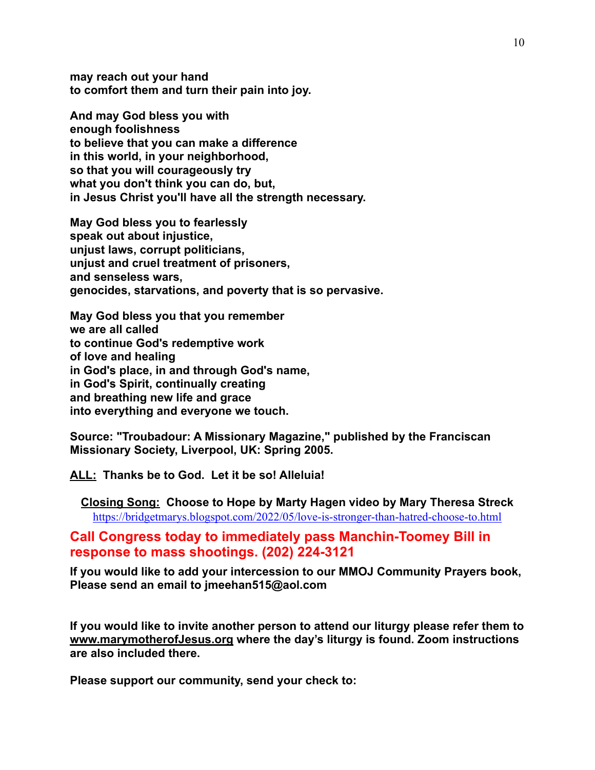**may reach out your hand**
**to comfort them and turn their pain into joy.**

**And may God bless you with**
**enough foolishness**
**to believe that you can make a difference**
**in this world, in your neighborhood,**
**so that you will courageously try**
**what you don't think you can do, but,**
**in Jesus Christ you'll have all the strength necessary.**

**May God bless you to fearlessly**
**speak out about injustice,**
**unjust laws, corrupt politicians,**
**unjust and cruel treatment of prisoners,**
**and senseless wars,**
**genocides, starvations, and poverty that is so pervasive.**

**May God bless you that you remember**
**we are all called**
**to continue God's redemptive work**
**of love and healing**
**in God's place, in and through God's name,**
**in God's Spirit, continually creating**
**and breathing new life and grace**
**into everything and everyone we touch.**

**Source: "Troubadour: A Missionary Magazine," published by the Franciscan Missionary Society, Liverpool, UK: Spring 2005.**

**ALL: Thanks be to God. Let it be so! Alleluia!**

**Closing Song: Choose to Hope by Marty Hagen video by Mary Theresa Streck**
https://bridgetmarys.blogspot.com/2022/05/love-is-stronger-than-hatred-choose-to.html

**Call Congress today to immediately pass Manchin-Toomey Bill in response to mass shootings. (202) 224-3121**

**If you would like to add your intercession to our MMOJ Community Prayers book, Please send an email to jmeehan515@aol.com**

**If you would like to invite another person to attend our liturgy please refer them to www.marymotherofJesus.org where the day's liturgy is found. Zoom instructions are also included there.**

**Please support our community, send your check to:**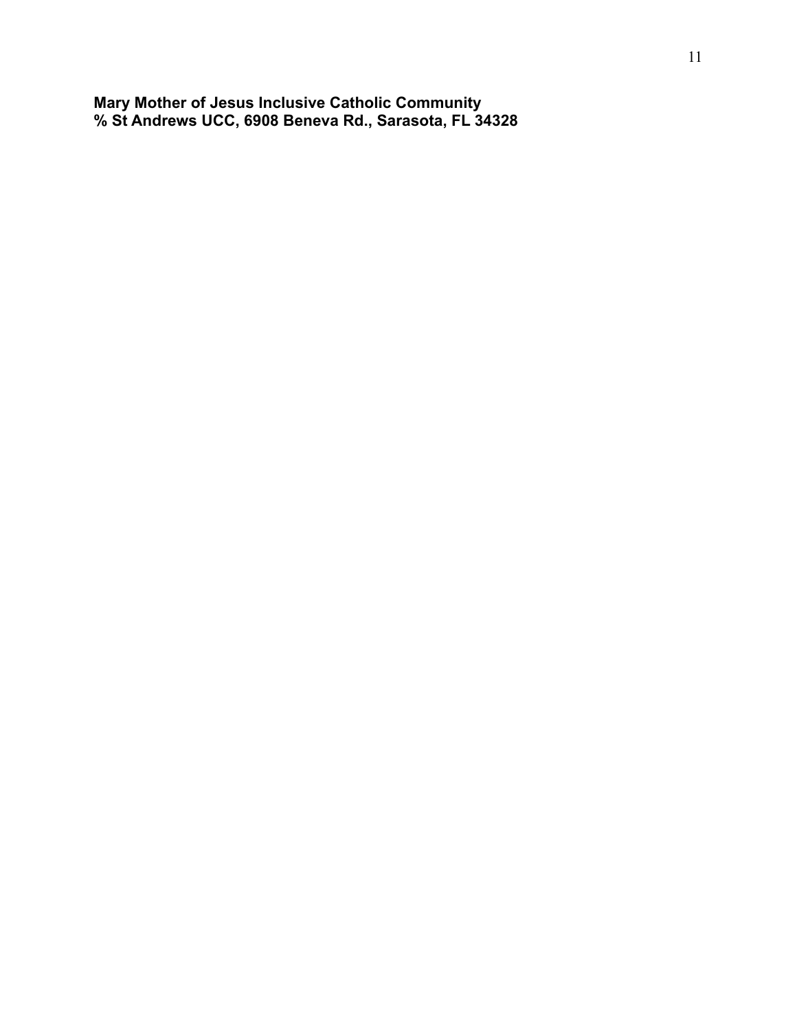**Mary Mother of Jesus Inclusive Catholic Community**
**% St Andrews UCC, 6908 Beneva Rd., Sarasota, FL 34328**